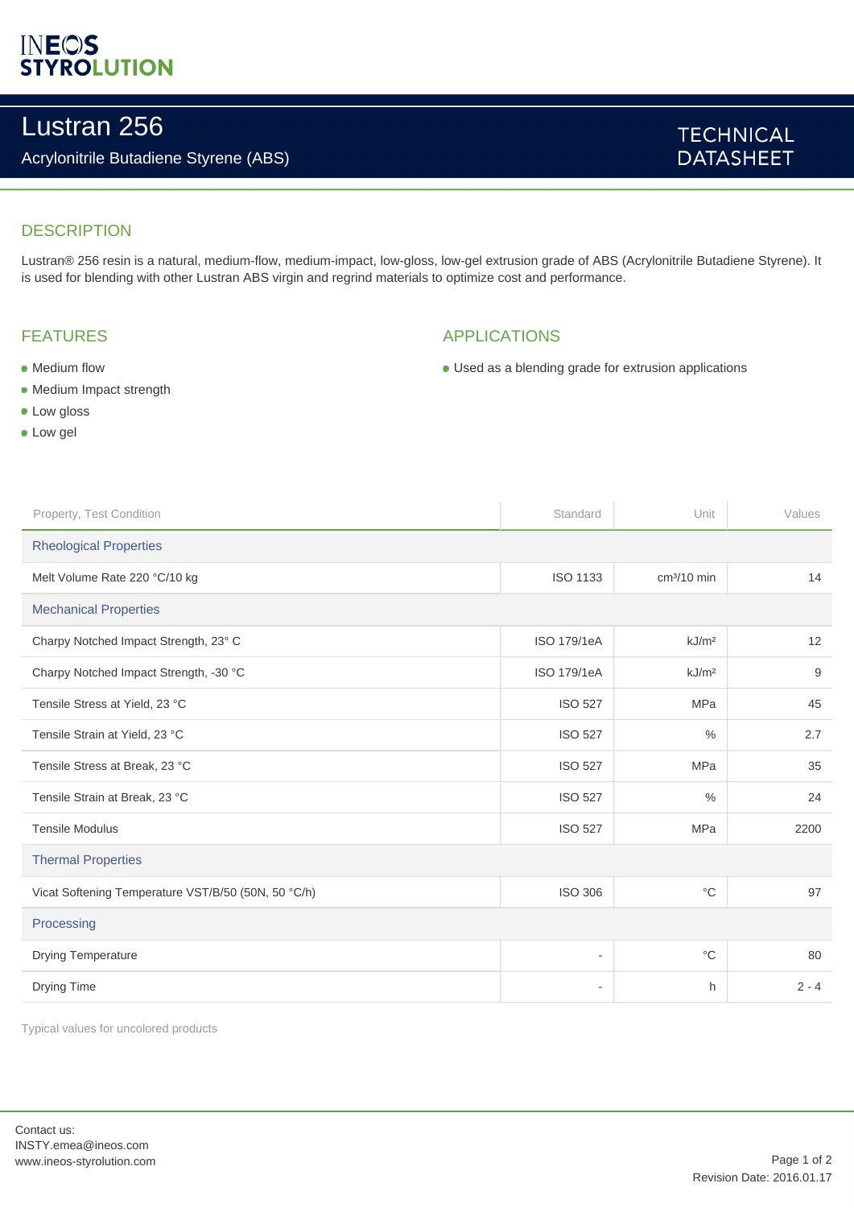INEOS STYROLUTION

# Lustran 256

Acrylonitrile Butadiene Styrene (ABS)

TECHNICAL DATASHEET

## DESCRIPTION

Lustran® 256 resin is a natural, medium-flow, medium-impact, low-gloss, low-gel extrusion grade of ABS (Acrylonitrile Butadiene Styrene). It is used for blending with other Lustran ABS virgin and regrind materials to optimize cost and performance.

## FEATURES

- Medium flow
- Medium Impact strength
- Low gloss
- Low gel

## APPLICATIONS

- Used as a blending grade for extrusion applications

| Property, Test Condition | Standard | Unit | Values |
| --- | --- | --- | --- |
| **Rheological Properties** | | | |
| Melt Volume Rate 220 °C/10 kg | ISO 1133 | cm³/10 min | 14 |
| **Mechanical Properties** | | | |
| Charpy Notched Impact Strength, 23° C | ISO 179/1eA | kJ/m² | 12 |
| Charpy Notched Impact Strength, -30 °C | ISO 179/1eA | kJ/m² | 9 |
| Tensile Stress at Yield, 23 °C | ISO 527 | MPa | 45 |
| Tensile Strain at Yield, 23 °C | ISO 527 | % | 2.7 |
| Tensile Stress at Break, 23 °C | ISO 527 | MPa | 35 |
| Tensile Strain at Break, 23 °C | ISO 527 | % | 24 |
| Tensile Modulus | ISO 527 | MPa | 2200 |
| **Thermal Properties** | | | |
| Vicat Softening Temperature VST/B/50 (50N, 50 °C/h) | ISO 306 | °C | 97 |
| **Processing** | | | |
| Drying Temperature | - | °C | 80 |
| Drying Time | - | h | 2 - 4 |

Typical values for uncolored products

Contact us:
INSTY.emea@ineos.com
www.ineos-styrolution.com

Revision Date: 2016.01.17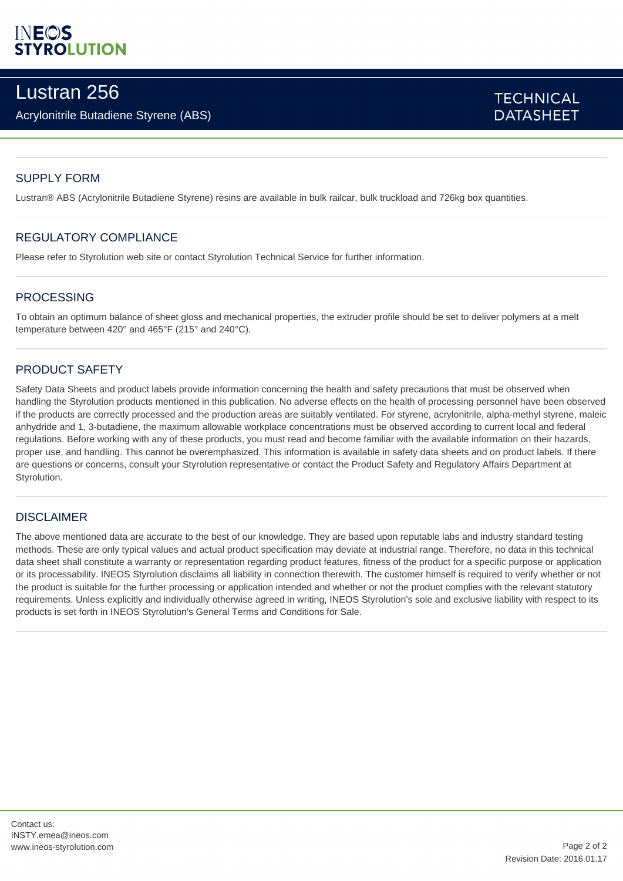# Lustran 256

Acrylonitrile Butadiene Styrene (ABS)

TECHNICAL DATASHEET

## SUPPLY FORM

Lustran® ABS (Acrylonitrile Butadiene Styrene) resins are available in bulk railcar, bulk truckload and 726kg box quantities.

## REGULATORY COMPLIANCE

Please refer to Styrolution web site or contact Styrolution Technical Service for further information.

## PROCESSING

To obtain an optimum balance of sheet gloss and mechanical properties, the extruder profile should be set to deliver polymers at a melt temperature between 420° and 465°F (215° and 240°C).

## PRODUCT SAFETY

Safety Data Sheets and product labels provide information concerning the health and safety precautions that must be observed when handling the Styrolution products mentioned in this publication. No adverse effects on the health of processing personnel have been observed if the products are correctly processed and the production areas are suitably ventilated. For styrene, acrylonitrile, alpha-methyl styrene, maleic anhydride and 1, 3-butadiene, the maximum allowable workplace concentrations must be observed according to current local and federal regulations. Before working with any of these products, you must read and become familiar with the available information on their hazards, proper use, and handling. This cannot be overemphasized. This information is available in safety data sheets and on product labels. If there are questions or concerns, consult your Styrolution representative or contact the Product Safety and Regulatory Affairs Department at Styrolution.

## DISCLAIMER

The above mentioned data are accurate to the best of our knowledge. They are based upon reputable labs and industry standard testing methods. These are only typical values and actual product specification may deviate at industrial range. Therefore, no data in this technical data sheet shall constitute a warranty or representation regarding product features, fitness of the product for a specific purpose or application or its processability. INEOS Styrolution disclaims all liability in connection therewith. The customer himself is required to verify whether or not the product is suitable for the further processing or application intended and whether or not the product complies with the relevant statutory requirements. Unless explicitly and individually otherwise agreed in writing, INEOS Styrolution's sole and exclusive liability with respect to its products is set forth in INEOS Styrolution's General Terms and Conditions for Sale.

Contact us:
INSTY.emea@ineos.com
www.ineos-styrolution.com

Revision Date: 2016.01.17